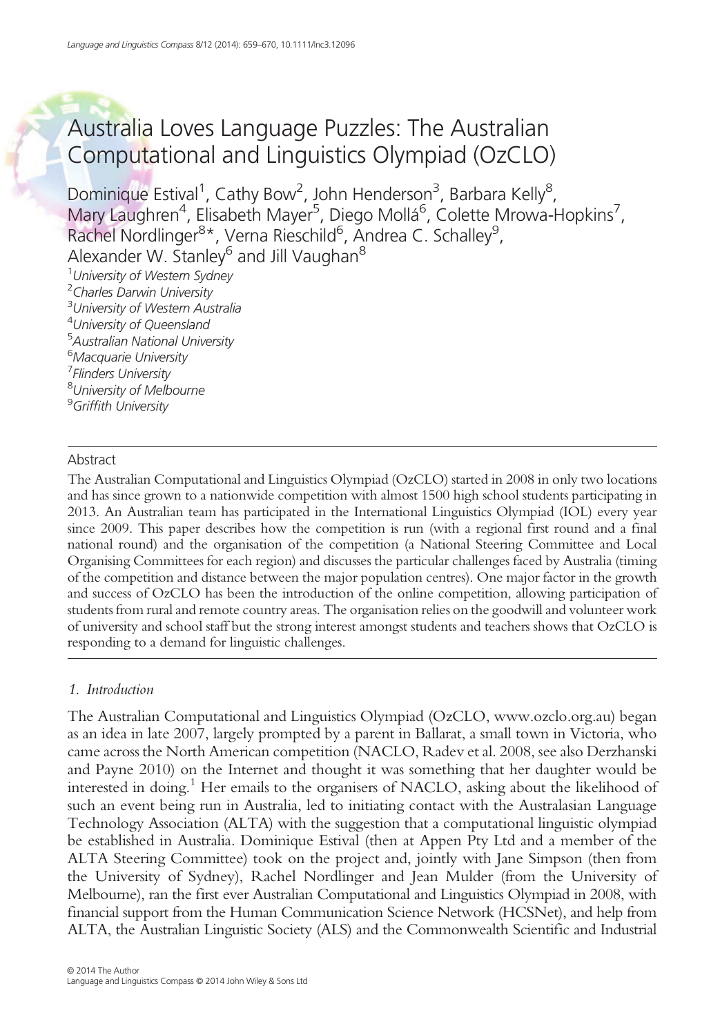# Australia Loves Language Puzzles: The Australian Computational and Linguistics Olympiad (OzCLO)

Dominique Estival[1], Cathy Bow[2], John Henderson[3], Barbara Kelly[8], Mary Laughren[4], Elisabeth Mayer[5], Diego Mollá[6], Colette Mrowa-Hopkins[7], Rachel Nordlinger[8]*, Verna Rieschild[6], Andrea C. Schalley[9], Alexander W. Stanley[6] and Jill Vaughan[8]

[1]*University of Western Sydney*
[2]*Charles Darwin University*
[3]*University of Western Australia*
[4]*University of Queensland*
[5]*Australian National University*
[6]*Macquarie University*
[7]*Flinders University*
[8]*University of Melbourne*
[9]*Griffith University*

## Abstract

The Australian Computational and Linguistics Olympiad (OzCLO) started in 2008 in only two locations and has since grown to a nationwide competition with almost 1500 high school students participating in 2013. An Australian team has participated in the International Linguistics Olympiad (IOL) every year since 2009. This paper describes how the competition is run (with a regional first round and a final national round) and the organisation of the competition (a National Steering Committee and Local Organising Committees for each region) and discusses the particular challenges faced by Australia (timing of the competition and distance between the major population centres). One major factor in the growth and success of OzCLO has been the introduction of the online competition, allowing participation of students from rural and remote country areas. The organisation relies on the goodwill and volunteer work of university and school staff but the strong interest amongst students and teachers shows that OzCLO is responding to a demand for linguistic challenges.

## 1. *Introduction*

The Australian Computational and Linguistics Olympiad (OzCLO, www.ozclo.org.au) began as an idea in late 2007, largely prompted by a parent in Ballarat, a small town in Victoria, who came across the North American competition (NACLO, Radev et al. 2008, see also Derzhanski and Payne 2010) on the Internet and thought it was something that her daughter would be interested in doing.[1] Her emails to the organisers of NACLO, asking about the likelihood of such an event being run in Australia, led to initiating contact with the Australasian Language Technology Association (ALTA) with the suggestion that a computational linguistic olympiad be established in Australia. Dominique Estival (then at Appen Pty Ltd and a member of the ALTA Steering Committee) took on the project and, jointly with Jane Simpson (then from the University of Sydney), Rachel Nordlinger and Jean Mulder (from the University of Melbourne), ran the first ever Australian Computational and Linguistics Olympiad in 2008, with financial support from the Human Communication Science Network (HCSNet), and help from ALTA, the Australian Linguistic Society (ALS) and the Commonwealth Scientific and Industrial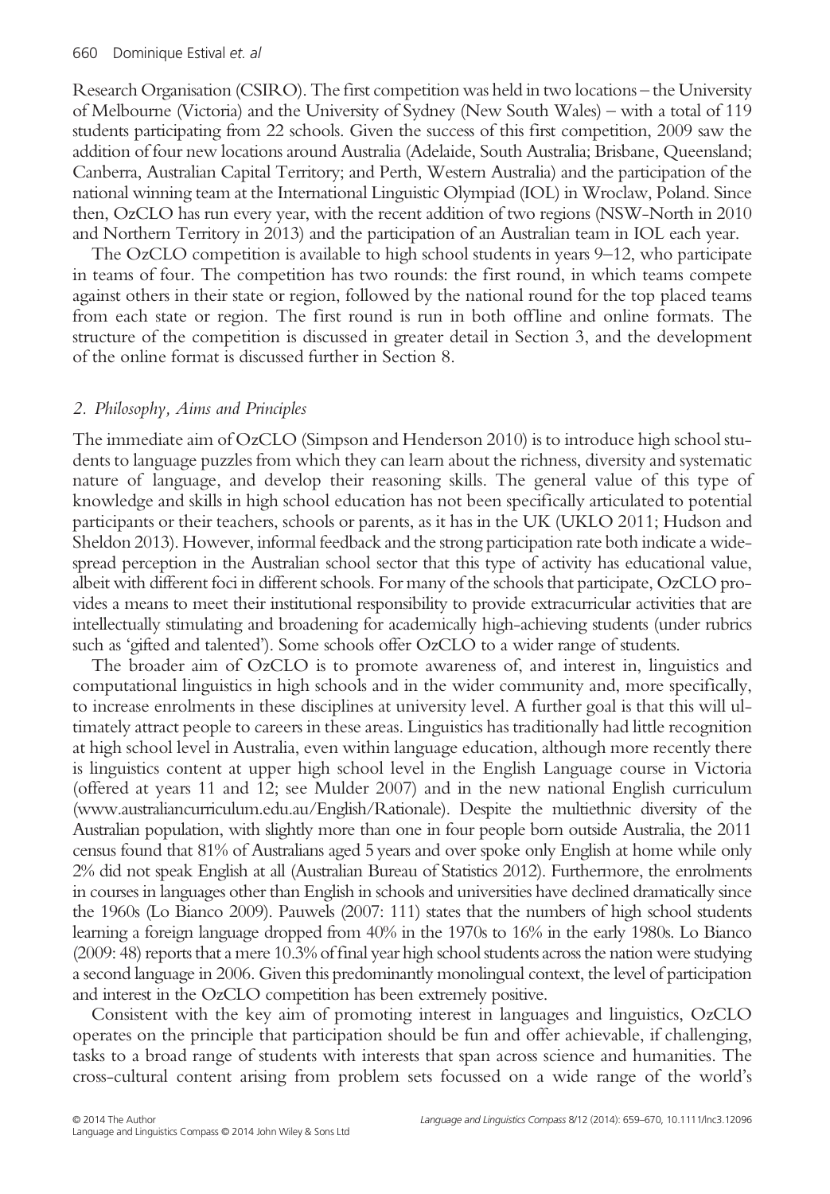Research Organisation (CSIRO). The first competition was held in two locations – the University of Melbourne (Victoria) and the University of Sydney (New South Wales) – with a total of 119 students participating from 22 schools. Given the success of this first competition, 2009 saw the addition of four new locations around Australia (Adelaide, South Australia; Brisbane, Queensland; Canberra, Australian Capital Territory; and Perth, Western Australia) and the participation of the national winning team at the International Linguistic Olympiad (IOL) in Wroclaw, Poland. Since then, OzCLO has run every year, with the recent addition of two regions (NSW-North in 2010 and Northern Territory in 2013) and the participation of an Australian team in IOL each year.

The OzCLO competition is available to high school students in years 9–12, who participate in teams of four. The competition has two rounds: the first round, in which teams compete against others in their state or region, followed by the national round for the top placed teams from each state or region. The first round is run in both offline and online formats. The structure of the competition is discussed in greater detail in Section 3, and the development of the online format is discussed further in Section 8.

## *2. Philosophy, Aims and Principles*

The immediate aim of OzCLO (Simpson and Henderson 2010) is to introduce high school students to language puzzles from which they can learn about the richness, diversity and systematic nature of language, and develop their reasoning skills. The general value of this type of knowledge and skills in high school education has not been specifically articulated to potential participants or their teachers, schools or parents, as it has in the UK (UKLO 2011; Hudson and Sheldon 2013). However, informal feedback and the strong participation rate both indicate a widespread perception in the Australian school sector that this type of activity has educational value, albeit with different foci in different schools. For many of the schools that participate, OzCLO provides a means to meet their institutional responsibility to provide extracurricular activities that are intellectually stimulating and broadening for academically high-achieving students (under rubrics such as 'gifted and talented'). Some schools offer OzCLO to a wider range of students.

The broader aim of OzCLO is to promote awareness of, and interest in, linguistics and computational linguistics in high schools and in the wider community and, more specifically, to increase enrolments in these disciplines at university level. A further goal is that this will ultimately attract people to careers in these areas. Linguistics has traditionally had little recognition at high school level in Australia, even within language education, although more recently there is linguistics content at upper high school level in the English Language course in Victoria (offered at years 11 and 12; see Mulder 2007) and in the new national English curriculum (www.australiancurriculum.edu.au/English/Rationale). Despite the multiethnic diversity of the Australian population, with slightly more than one in four people born outside Australia, the 2011 census found that 81% of Australians aged 5 years and over spoke only English at home while only 2% did not speak English at all (Australian Bureau of Statistics 2012). Furthermore, the enrolments in courses in languages other than English in schools and universities have declined dramatically since the 1960s (Lo Bianco 2009). Pauwels (2007: 111) states that the numbers of high school students learning a foreign language dropped from 40% in the 1970s to 16% in the early 1980s. Lo Bianco (2009: 48) reports that a mere 10.3% of final year high school students across the nation were studying a second language in 2006. Given this predominantly monolingual context, the level of participation and interest in the OzCLO competition has been extremely positive.

Consistent with the key aim of promoting interest in languages and linguistics, OzCLO operates on the principle that participation should be fun and offer achievable, if challenging, tasks to a broad range of students with interests that span across science and humanities. The cross-cultural content arising from problem sets focussed on a wide range of the world's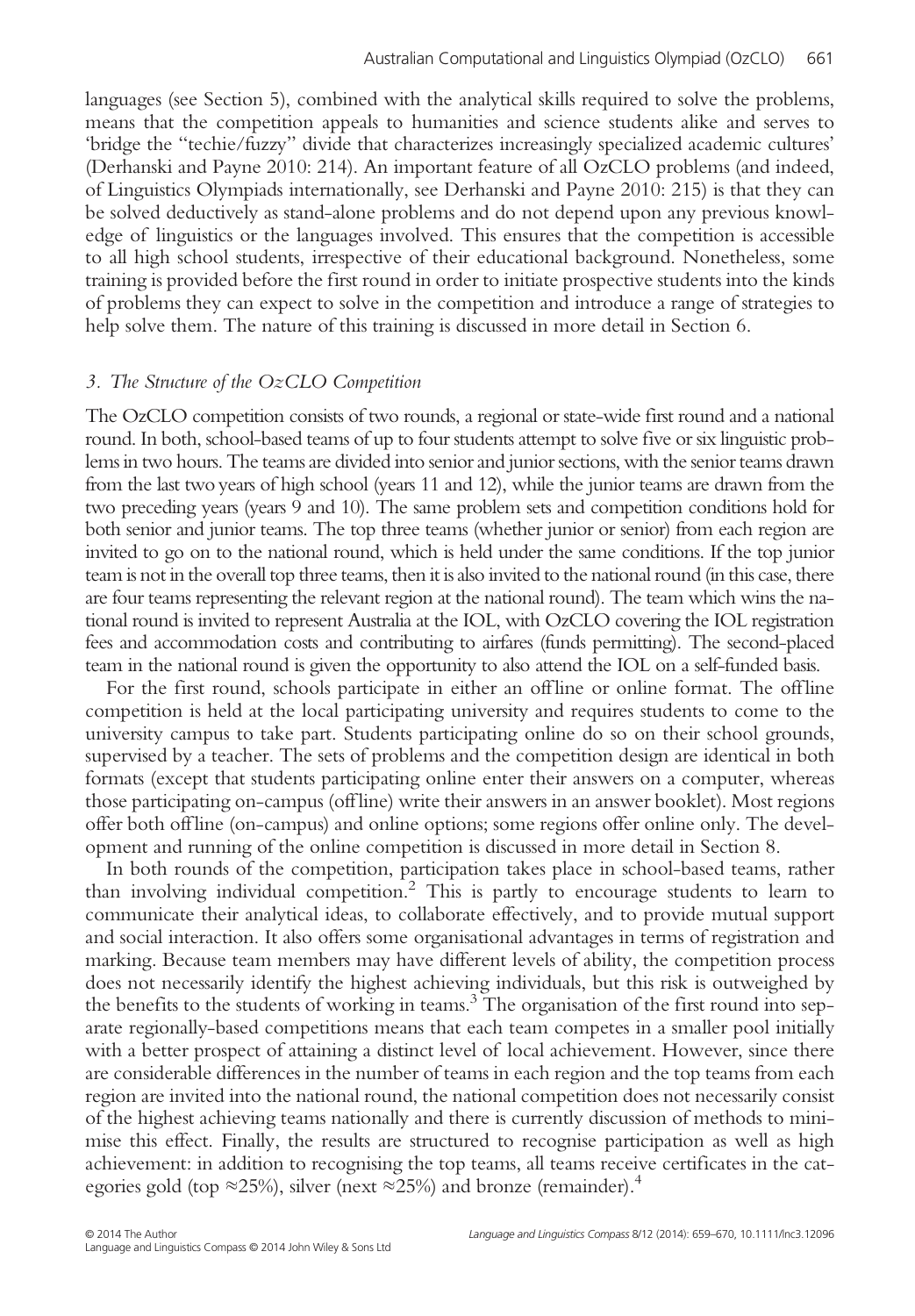languages (see Section 5), combined with the analytical skills required to solve the problems, means that the competition appeals to humanities and science students alike and serves to 'bridge the "techie/fuzzy" divide that characterizes increasingly specialized academic cultures' (Derhanski and Payne 2010: 214). An important feature of all OzCLO problems (and indeed, of Linguistics Olympiads internationally, see Derhanski and Payne 2010: 215) is that they can be solved deductively as stand-alone problems and do not depend upon any previous knowledge of linguistics or the languages involved. This ensures that the competition is accessible to all high school students, irrespective of their educational background. Nonetheless, some training is provided before the first round in order to initiate prospective students into the kinds of problems they can expect to solve in the competition and introduce a range of strategies to help solve them. The nature of this training is discussed in more detail in Section 6.

## *3. The Structure of the OzCLO Competition*

The OzCLO competition consists of two rounds, a regional or state-wide first round and a national round. In both, school-based teams of up to four students attempt to solve five or six linguistic problems in two hours. The teams are divided into senior and junior sections, with the senior teams drawn from the last two years of high school (years 11 and 12), while the junior teams are drawn from the two preceding years (years 9 and 10). The same problem sets and competition conditions hold for both senior and junior teams. The top three teams (whether junior or senior) from each region are invited to go on to the national round, which is held under the same conditions. If the top junior team is not in the overall top three teams, then it is also invited to the national round (in this case, there are four teams representing the relevant region at the national round). The team which wins the national round is invited to represent Australia at the IOL, with OzCLO covering the IOL registration fees and accommodation costs and contributing to airfares (funds permitting). The second-placed team in the national round is given the opportunity to also attend the IOL on a self-funded basis.

For the first round, schools participate in either an offline or online format. The offline competition is held at the local participating university and requires students to come to the university campus to take part. Students participating online do so on their school grounds, supervised by a teacher. The sets of problems and the competition design are identical in both formats (except that students participating online enter their answers on a computer, whereas those participating on-campus (offline) write their answers in an answer booklet). Most regions offer both offline (on-campus) and online options; some regions offer online only. The development and running of the online competition is discussed in more detail in Section 8.

In both rounds of the competition, participation takes place in school-based teams, rather than involving individual competition.[2] This is partly to encourage students to learn to communicate their analytical ideas, to collaborate effectively, and to provide mutual support and social interaction. It also offers some organisational advantages in terms of registration and marking. Because team members may have different levels of ability, the competition process does not necessarily identify the highest achieving individuals, but this risk is outweighed by the benefits to the students of working in teams.[3] The organisation of the first round into separate regionally-based competitions means that each team competes in a smaller pool initially with a better prospect of attaining a distinct level of local achievement. However, since there are considerable differences in the number of teams in each region and the top teams from each region are invited into the national round, the national competition does not necessarily consist of the highest achieving teams nationally and there is currently discussion of methods to minimise this effect. Finally, the results are structured to recognise participation as well as high achievement: in addition to recognising the top teams, all teams receive certificates in the categories gold (top ≈25%), silver (next ≈25%) and bronze (remainder).[4]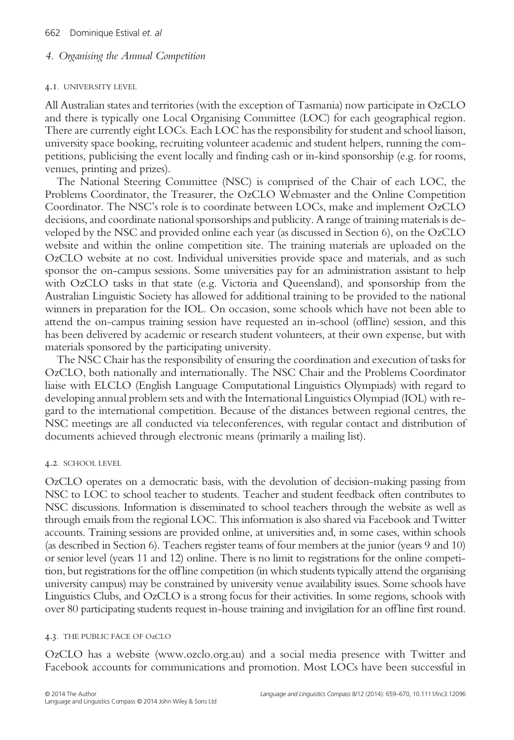## *4. Organising the Annual Competition*

### 4.1. UNIVERSITY LEVEL

All Australian states and territories (with the exception of Tasmania) now participate in OzCLO and there is typically one Local Organising Committee (LOC) for each geographical region. There are currently eight LOCs. Each LOC has the responsibility for student and school liaison, university space booking, recruiting volunteer academic and student helpers, running the competitions, publicising the event locally and finding cash or in-kind sponsorship (e.g. for rooms, venues, printing and prizes).

The National Steering Committee (NSC) is comprised of the Chair of each LOC, the Problems Coordinator, the Treasurer, the OzCLO Webmaster and the Online Competition Coordinator. The NSC's role is to coordinate between LOCs, make and implement OzCLO decisions, and coordinate national sponsorships and publicity. A range of training materials is developed by the NSC and provided online each year (as discussed in Section 6), on the OzCLO website and within the online competition site. The training materials are uploaded on the OzCLO website at no cost. Individual universities provide space and materials, and as such sponsor the on-campus sessions. Some universities pay for an administration assistant to help with OzCLO tasks in that state (e.g. Victoria and Queensland), and sponsorship from the Australian Linguistic Society has allowed for additional training to be provided to the national winners in preparation for the IOL. On occasion, some schools which have not been able to attend the on-campus training session have requested an in-school (offline) session, and this has been delivered by academic or research student volunteers, at their own expense, but with materials sponsored by the participating university.

The NSC Chair has the responsibility of ensuring the coordination and execution of tasks for OzCLO, both nationally and internationally. The NSC Chair and the Problems Coordinator liaise with ELCLO (English Language Computational Linguistics Olympiads) with regard to developing annual problem sets and with the International Linguistics Olympiad (IOL) with regard to the international competition. Because of the distances between regional centres, the NSC meetings are all conducted via teleconferences, with regular contact and distribution of documents achieved through electronic means (primarily a mailing list).

### 4.2. SCHOOL LEVEL

OzCLO operates on a democratic basis, with the devolution of decision-making passing from NSC to LOC to school teacher to students. Teacher and student feedback often contributes to NSC discussions. Information is disseminated to school teachers through the website as well as through emails from the regional LOC. This information is also shared via Facebook and Twitter accounts. Training sessions are provided online, at universities and, in some cases, within schools (as described in Section 6). Teachers register teams of four members at the junior (years 9 and 10) or senior level (years 11 and 12) online. There is no limit to registrations for the online competition, but registrations for the offline competition (in which students typically attend the organising university campus) may be constrained by university venue availability issues. Some schools have Linguistics Clubs, and OzCLO is a strong focus for their activities. In some regions, schools with over 80 participating students request in-house training and invigilation for an offline first round.

### 4.3. THE PUBLIC FACE OF OzCLO

OzCLO has a website (www.ozclo.org.au) and a social media presence with Twitter and Facebook accounts for communications and promotion. Most LOCs have been successful in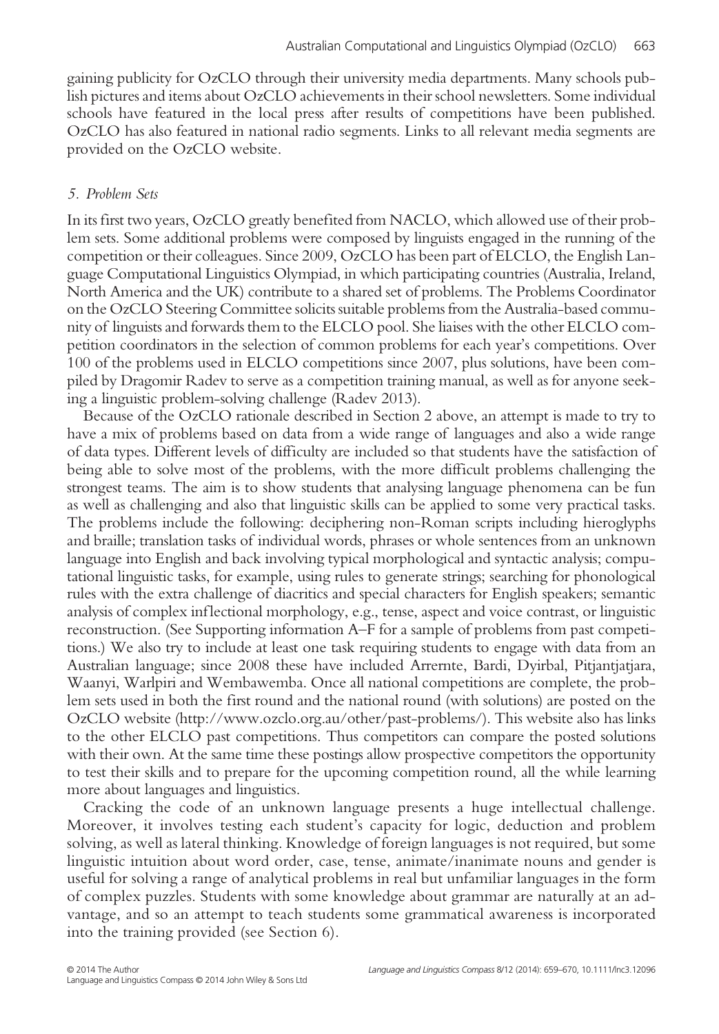gaining publicity for OzCLO through their university media departments. Many schools publish pictures and items about OzCLO achievements in their school newsletters. Some individual schools have featured in the local press after results of competitions have been published. OzCLO has also featured in national radio segments. Links to all relevant media segments are provided on the OzCLO website.

### *5. Problem Sets*

In its first two years, OzCLO greatly benefited from NACLO, which allowed use of their problem sets. Some additional problems were composed by linguists engaged in the running of the competition or their colleagues. Since 2009, OzCLO has been part of ELCLO, the English Language Computational Linguistics Olympiad, in which participating countries (Australia, Ireland, North America and the UK) contribute to a shared set of problems. The Problems Coordinator on the OzCLO Steering Committee solicits suitable problems from the Australia-based community of linguists and forwards them to the ELCLO pool. She liaises with the other ELCLO competition coordinators in the selection of common problems for each year's competitions. Over 100 of the problems used in ELCLO competitions since 2007, plus solutions, have been compiled by Dragomir Radev to serve as a competition training manual, as well as for anyone seeking a linguistic problem-solving challenge (Radev 2013).

Because of the OzCLO rationale described in Section 2 above, an attempt is made to try to have a mix of problems based on data from a wide range of languages and also a wide range of data types. Different levels of difficulty are included so that students have the satisfaction of being able to solve most of the problems, with the more difficult problems challenging the strongest teams. The aim is to show students that analysing language phenomena can be fun as well as challenging and also that linguistic skills can be applied to some very practical tasks. The problems include the following: deciphering non-Roman scripts including hieroglyphs and braille; translation tasks of individual words, phrases or whole sentences from an unknown language into English and back involving typical morphological and syntactic analysis; computational linguistic tasks, for example, using rules to generate strings; searching for phonological rules with the extra challenge of diacritics and special characters for English speakers; semantic analysis of complex inflectional morphology, e.g., tense, aspect and voice contrast, or linguistic reconstruction. (See Supporting information A–F for a sample of problems from past competitions.) We also try to include at least one task requiring students to engage with data from an Australian language; since 2008 these have included Arrernte, Bardi, Dyirbal, Pitjantjatjara, Waanyi, Warlpiri and Wembawemba. Once all national competitions are complete, the problem sets used in both the first round and the national round (with solutions) are posted on the OzCLO website (http://www.ozclo.org.au/other/past-problems/). This website also has links to the other ELCLO past competitions. Thus competitors can compare the posted solutions with their own. At the same time these postings allow prospective competitors the opportunity to test their skills and to prepare for the upcoming competition round, all the while learning more about languages and linguistics.

Cracking the code of an unknown language presents a huge intellectual challenge. Moreover, it involves testing each student's capacity for logic, deduction and problem solving, as well as lateral thinking. Knowledge of foreign languages is not required, but some linguistic intuition about word order, case, tense, animate/inanimate nouns and gender is useful for solving a range of analytical problems in real but unfamiliar languages in the form of complex puzzles. Students with some knowledge about grammar are naturally at an advantage, and so an attempt to teach students some grammatical awareness is incorporated into the training provided (see Section 6).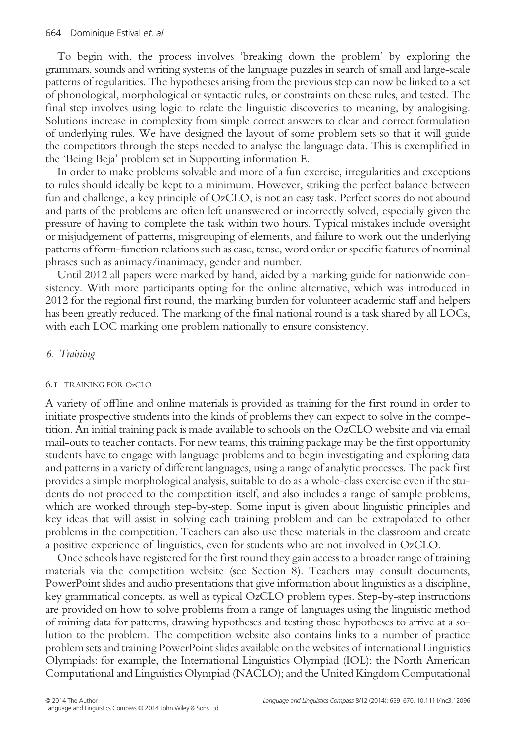To begin with, the process involves 'breaking down the problem' by exploring the grammars, sounds and writing systems of the language puzzles in search of small and large-scale patterns of regularities. The hypotheses arising from the previous step can now be linked to a set of phonological, morphological or syntactic rules, or constraints on these rules, and tested. The final step involves using logic to relate the linguistic discoveries to meaning, by analogising. Solutions increase in complexity from simple correct answers to clear and correct formulation of underlying rules. We have designed the layout of some problem sets so that it will guide the competitors through the steps needed to analyse the language data. This is exemplified in the 'Being Beja' problem set in Supporting information E.

In order to make problems solvable and more of a fun exercise, irregularities and exceptions to rules should ideally be kept to a minimum. However, striking the perfect balance between fun and challenge, a key principle of OzCLO, is not an easy task. Perfect scores do not abound and parts of the problems are often left unanswered or incorrectly solved, especially given the pressure of having to complete the task within two hours. Typical mistakes include oversight or misjudgement of patterns, misgrouping of elements, and failure to work out the underlying patterns of form-function relations such as case, tense, word order or specific features of nominal phrases such as animacy/inanimacy, gender and number.

Until 2012 all papers were marked by hand, aided by a marking guide for nationwide consistency. With more participants opting for the online alternative, which was introduced in 2012 for the regional first round, the marking burden for volunteer academic staff and helpers has been greatly reduced. The marking of the final national round is a task shared by all LOCs, with each LOC marking one problem nationally to ensure consistency.

## 6. Training

### 6.1. Training for OzCLO

A variety of offline and online materials is provided as training for the first round in order to initiate prospective students into the kinds of problems they can expect to solve in the competition. An initial training pack is made available to schools on the OzCLO website and via email mail-outs to teacher contacts. For new teams, this training package may be the first opportunity students have to engage with language problems and to begin investigating and exploring data and patterns in a variety of different languages, using a range of analytic processes. The pack first provides a simple morphological analysis, suitable to do as a whole-class exercise even if the students do not proceed to the competition itself, and also includes a range of sample problems, which are worked through step-by-step. Some input is given about linguistic principles and key ideas that will assist in solving each training problem and can be extrapolated to other problems in the competition. Teachers can also use these materials in the classroom and create a positive experience of linguistics, even for students who are not involved in OzCLO.

Once schools have registered for the first round they gain access to a broader range of training materials via the competition website (see Section 8). Teachers may consult documents, PowerPoint slides and audio presentations that give information about linguistics as a discipline, key grammatical concepts, as well as typical OzCLO problem types. Step-by-step instructions are provided on how to solve problems from a range of languages using the linguistic method of mining data for patterns, drawing hypotheses and testing those hypotheses to arrive at a solution to the problem. The competition website also contains links to a number of practice problem sets and training PowerPoint slides available on the websites of international Linguistics Olympiads: for example, the International Linguistics Olympiad (IOL); the North American Computational and Linguistics Olympiad (NACLO); and the United Kingdom Computational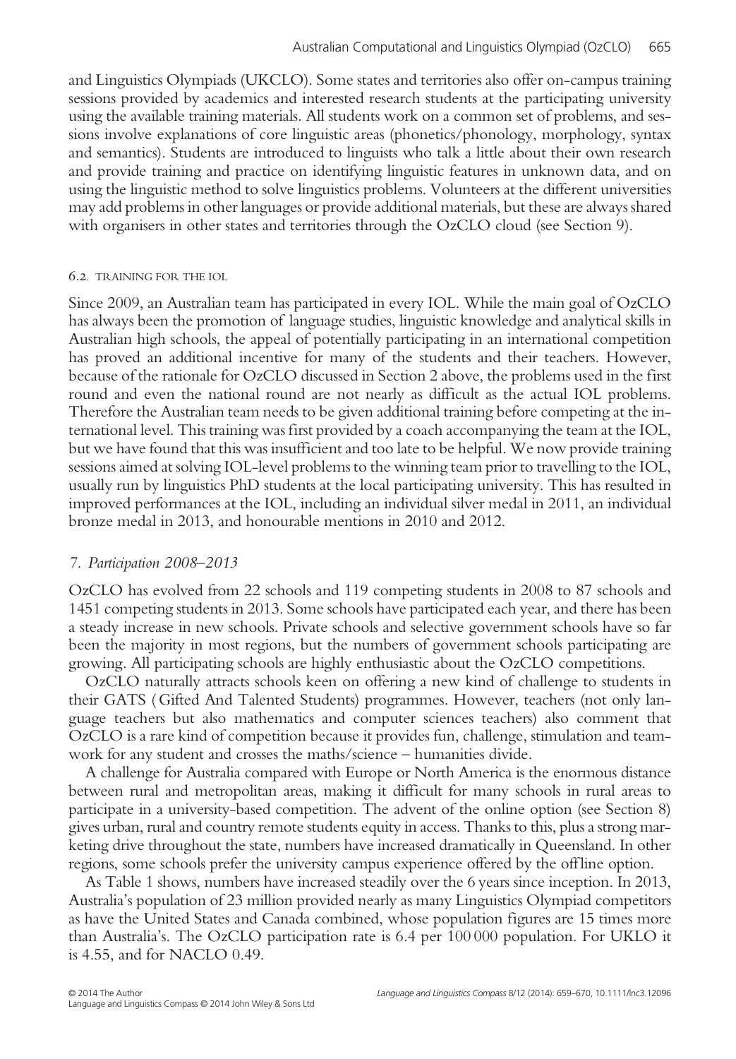and Linguistics Olympiads (UKCLO). Some states and territories also offer on-campus training sessions provided by academics and interested research students at the participating university using the available training materials. All students work on a common set of problems, and sessions involve explanations of core linguistic areas (phonetics/phonology, morphology, syntax and semantics). Students are introduced to linguists who talk a little about their own research and provide training and practice on identifying linguistic features in unknown data, and on using the linguistic method to solve linguistics problems. Volunteers at the different universities may add problems in other languages or provide additional materials, but these are always shared with organisers in other states and territories through the OzCLO cloud (see Section 9).

### 6.2. Training for the IOL

Since 2009, an Australian team has participated in every IOL. While the main goal of OzCLO has always been the promotion of language studies, linguistic knowledge and analytical skills in Australian high schools, the appeal of potentially participating in an international competition has proved an additional incentive for many of the students and their teachers. However, because of the rationale for OzCLO discussed in Section 2 above, the problems used in the first round and even the national round are not nearly as difficult as the actual IOL problems. Therefore the Australian team needs to be given additional training before competing at the international level. This training was first provided by a coach accompanying the team at the IOL, but we have found that this was insufficient and too late to be helpful. We now provide training sessions aimed at solving IOL-level problems to the winning team prior to travelling to the IOL, usually run by linguistics PhD students at the local participating university. This has resulted in improved performances at the IOL, including an individual silver medal in 2011, an individual bronze medal in 2013, and honourable mentions in 2010 and 2012.

## 7. *Participation 2008–2013*

OzCLO has evolved from 22 schools and 119 competing students in 2008 to 87 schools and 1451 competing students in 2013. Some schools have participated each year, and there has been a steady increase in new schools. Private schools and selective government schools have so far been the majority in most regions, but the numbers of government schools participating are growing. All participating schools are highly enthusiastic about the OzCLO competitions.

OzCLO naturally attracts schools keen on offering a new kind of challenge to students in their GATS (Gifted And Talented Students) programmes. However, teachers (not only language teachers but also mathematics and computer sciences teachers) also comment that OzCLO is a rare kind of competition because it provides fun, challenge, stimulation and teamwork for any student and crosses the maths/science – humanities divide.

A challenge for Australia compared with Europe or North America is the enormous distance between rural and metropolitan areas, making it difficult for many schools in rural areas to participate in a university-based competition. The advent of the online option (see Section 8) gives urban, rural and country remote students equity in access. Thanks to this, plus a strong marketing drive throughout the state, numbers have increased dramatically in Queensland. In other regions, some schools prefer the university campus experience offered by the offline option.

As Table 1 shows, numbers have increased steadily over the 6 years since inception. In 2013, Australia's population of 23 million provided nearly as many Linguistics Olympiad competitors as have the United States and Canada combined, whose population figures are 15 times more than Australia's. The OzCLO participation rate is 6.4 per 100 000 population. For UKLO it is 4.55, and for NACLO 0.49.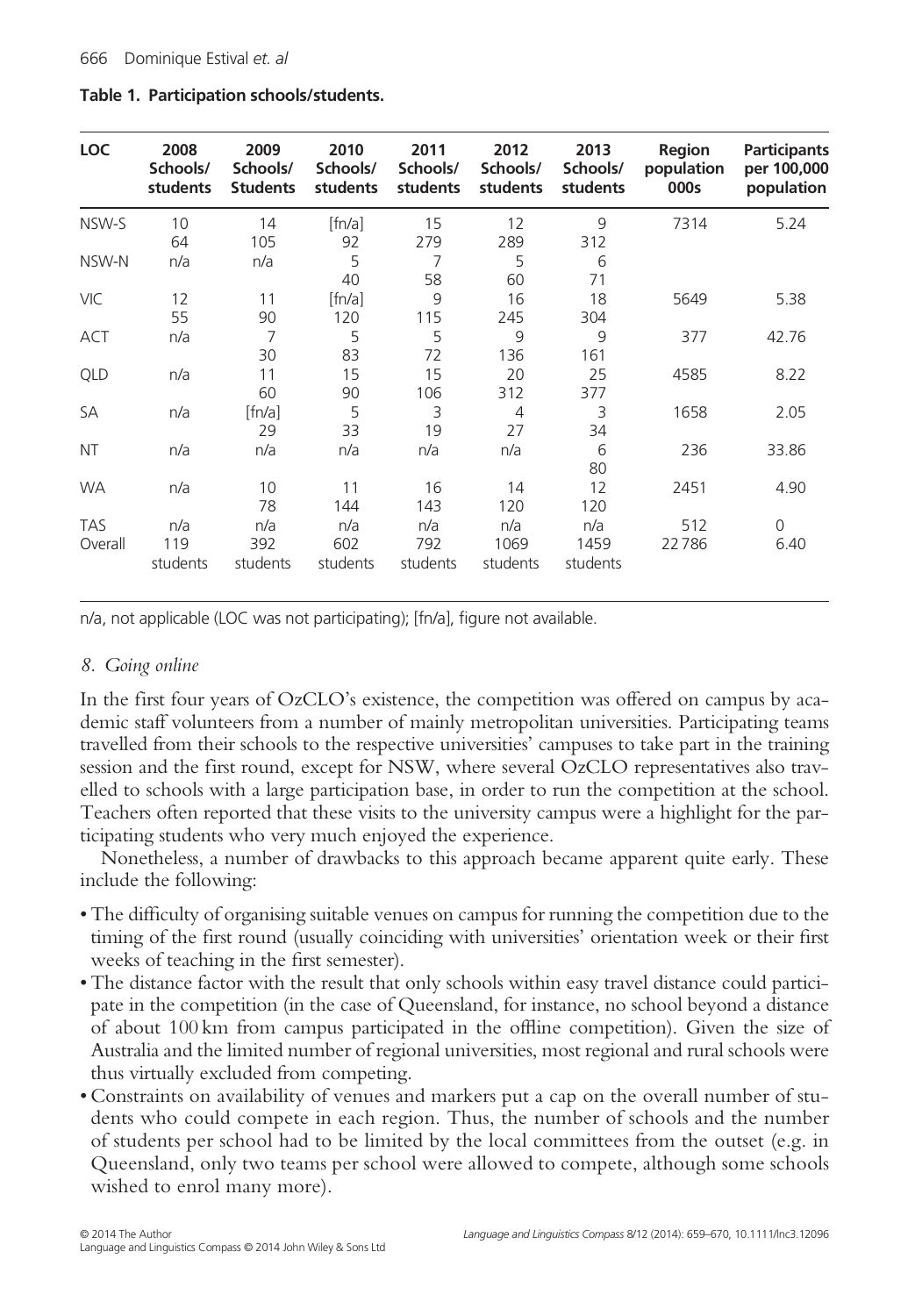**Table 1. Participation schools/students.**

| LOC | 2008 Schools/ students | 2009 Schools/ Students | 2010 Schools/ students | 2011 Schools/ students | 2012 Schools/ students | 2013 Schools/ students | Region population 000s | Participants per 100,000 population |
|---|---|---|---|---|---|---|---|---|
| NSW-S | 10 | 14 | [fn/a] | 15 | 12 | 9 | 7314 | 5.24 |
| | 64 | 105 | 92 | 279 | 289 | 312 | | |
| NSW-N | n/a | n/a | 5 | 7 | 5 | 6 | | |
| | | | 40 | 58 | 60 | 71 | | |
| VIC | 12 | 11 | [fn/a] | 9 | 16 | 18 | 5649 | 5.38 |
| | 55 | 90 | 120 | 115 | 245 | 304 | | |
| ACT | n/a | 7 | 5 | 5 | 9 | 9 | 377 | 42.76 |
| | | 30 | 83 | 72 | 136 | 161 | | |
| QLD | n/a | 11 | 15 | 15 | 20 | 25 | 4585 | 8.22 |
| | | 60 | 90 | 106 | 312 | 377 | | |
| SA | n/a | [fn/a] | 5 | 3 | 4 | 3 | 1658 | 2.05 |
| | | 29 | 33 | 19 | 27 | 34 | | |
| NT | n/a | n/a | n/a | n/a | n/a | 6 | 236 | 33.86 |
| | | | | | | 80 | | |
| WA | n/a | 10 | 11 | 16 | 14 | 12 | 2451 | 4.90 |
| | | 78 | 144 | 143 | 120 | 120 | | |
| TAS | n/a | n/a | n/a | n/a | n/a | n/a | 512 | 0 |
| Overall | 119 students | 392 students | 602 students | 792 students | 1069 students | 1459 students | 22786 | 6.40 |

n/a, not applicable (LOC was not participating); [fn/a], figure not available.

## *8. Going online*

In the first four years of OzCLO's existence, the competition was offered on campus by academic staff volunteers from a number of mainly metropolitan universities. Participating teams travelled from their schools to the respective universities' campuses to take part in the training session and the first round, except for NSW, where several OzCLO representatives also travelled to schools with a large participation base, in order to run the competition at the school. Teachers often reported that these visits to the university campus were a highlight for the participating students who very much enjoyed the experience.

Nonetheless, a number of drawbacks to this approach became apparent quite early. These include the following:

- The difficulty of organising suitable venues on campus for running the competition due to the timing of the first round (usually coinciding with universities' orientation week or their first weeks of teaching in the first semester).
- The distance factor with the result that only schools within easy travel distance could participate in the competition (in the case of Queensland, for instance, no school beyond a distance of about 100 km from campus participated in the offline competition). Given the size of Australia and the limited number of regional universities, most regional and rural schools were thus virtually excluded from competing.
- Constraints on availability of venues and markers put a cap on the overall number of students who could compete in each region. Thus, the number of schools and the number of students per school had to be limited by the local committees from the outset (e.g. in Queensland, only two teams per school were allowed to compete, although some schools wished to enrol many more).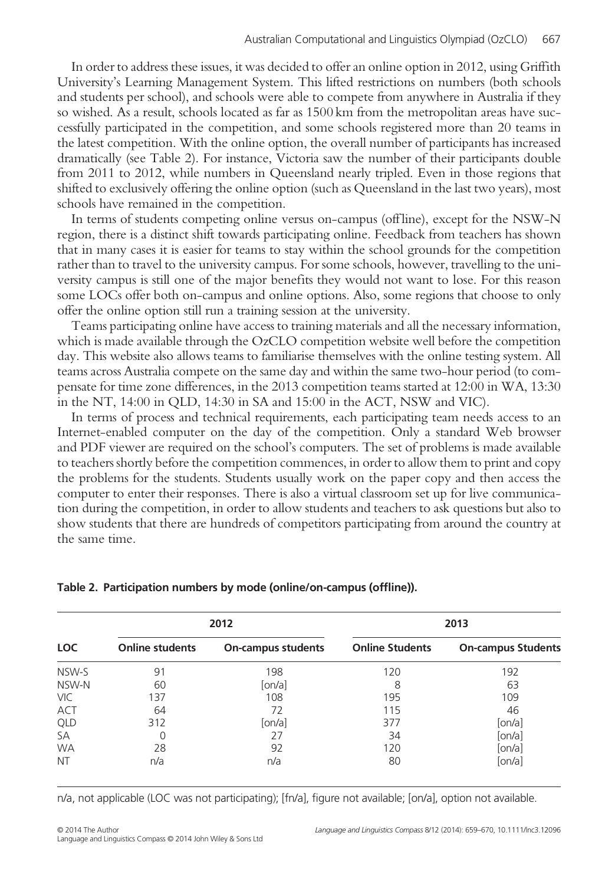In order to address these issues, it was decided to offer an online option in 2012, using Griffith University's Learning Management System. This lifted restrictions on numbers (both schools and students per school), and schools were able to compete from anywhere in Australia if they so wished. As a result, schools located as far as 1500 km from the metropolitan areas have successfully participated in the competition, and some schools registered more than 20 teams in the latest competition. With the online option, the overall number of participants has increased dramatically (see Table 2). For instance, Victoria saw the number of their participants double from 2011 to 2012, while numbers in Queensland nearly tripled. Even in those regions that shifted to exclusively offering the online option (such as Queensland in the last two years), most schools have remained in the competition.

In terms of students competing online versus on-campus (offline), except for the NSW-N region, there is a distinct shift towards participating online. Feedback from teachers has shown that in many cases it is easier for teams to stay within the school grounds for the competition rather than to travel to the university campus. For some schools, however, travelling to the university campus is still one of the major benefits they would not want to lose. For this reason some LOCs offer both on-campus and online options. Also, some regions that choose to only offer the online option still run a training session at the university.

Teams participating online have access to training materials and all the necessary information, which is made available through the OzCLO competition website well before the competition day. This website also allows teams to familiarise themselves with the online testing system. All teams across Australia compete on the same day and within the same two-hour period (to compensate for time zone differences, in the 2013 competition teams started at 12:00 in WA, 13:30 in the NT, 14:00 in QLD, 14:30 in SA and 15:00 in the ACT, NSW and VIC).

In terms of process and technical requirements, each participating team needs access to an Internet-enabled computer on the day of the competition. Only a standard Web browser and PDF viewer are required on the school's computers. The set of problems is made available to teachers shortly before the competition commences, in order to allow them to print and copy the problems for the students. Students usually work on the paper copy and then access the computer to enter their responses. There is also a virtual classroom set up for live communication during the competition, in order to allow students and teachers to ask questions but also to show students that there are hundreds of competitors participating from around the country at the same time.

**Table 2. Participation numbers by mode (online/on-campus (offline)).**

| LOC | 2012 | | 2013 | |
|---|---|---|---|---|
| | Online students | On-campus students | Online Students | On-campus Students |
| NSW-S | 91 | 198 | 120 | 192 |
| NSW-N | 60 | [on/a] | 8 | 63 |
| VIC | 137 | 108 | 195 | 109 |
| ACT | 64 | 72 | 115 | 46 |
| QLD | 312 | [on/a] | 377 | [on/a] |
| SA | 0 | 27 | 34 | [on/a] |
| WA | 28 | 92 | 120 | [on/a] |
| NT | n/a | n/a | 80 | [on/a] |

n/a, not applicable (LOC was not participating); [fn/a], figure not available; [on/a], option not available.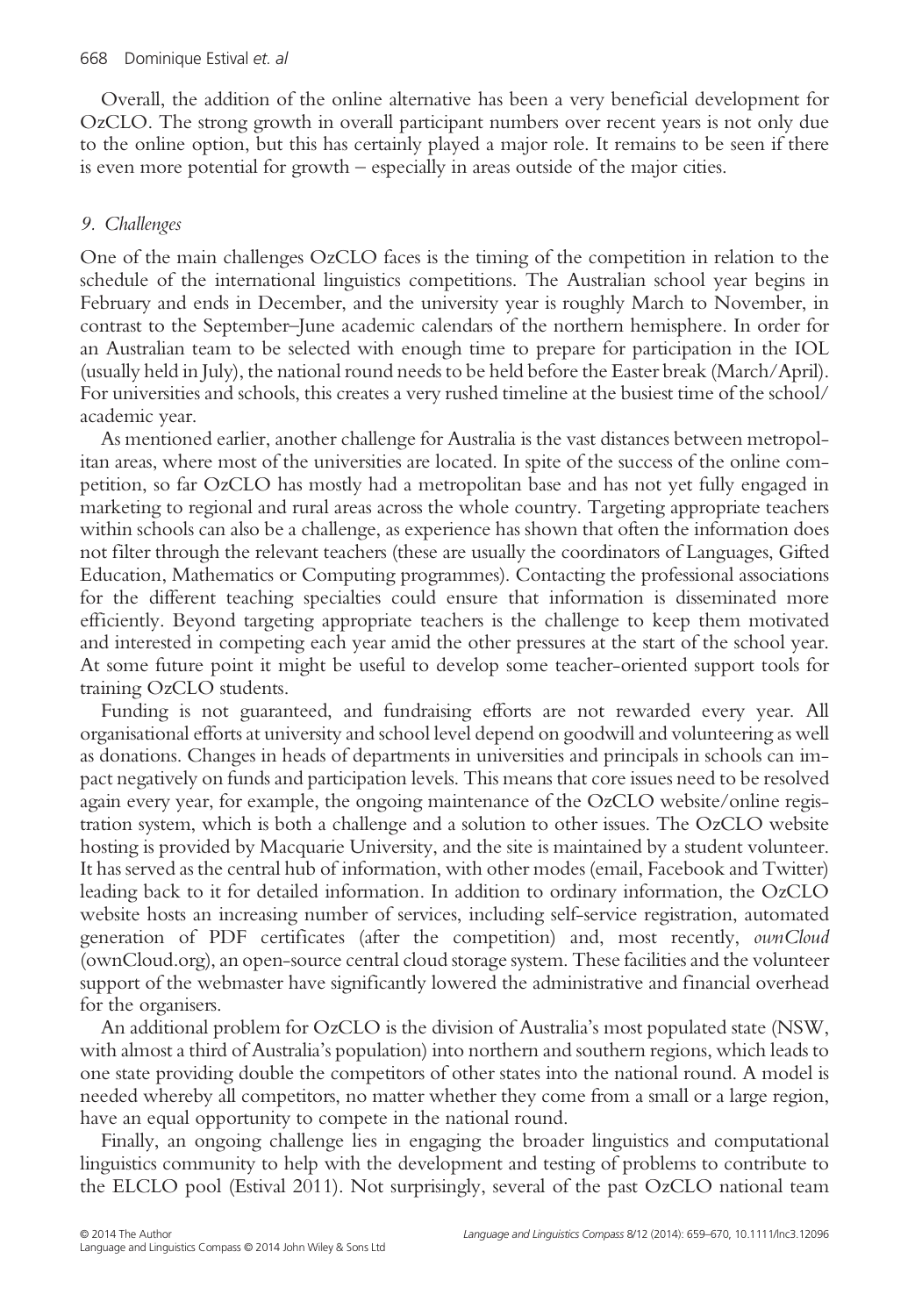Overall, the addition of the online alternative has been a very beneficial development for OzCLO. The strong growth in overall participant numbers over recent years is not only due to the online option, but this has certainly played a major role. It remains to be seen if there is even more potential for growth – especially in areas outside of the major cities.

## *9. Challenges*

One of the main challenges OzCLO faces is the timing of the competition in relation to the schedule of the international linguistics competitions. The Australian school year begins in February and ends in December, and the university year is roughly March to November, in contrast to the September–June academic calendars of the northern hemisphere. In order for an Australian team to be selected with enough time to prepare for participation in the IOL (usually held in July), the national round needs to be held before the Easter break (March/April). For universities and schools, this creates a very rushed timeline at the busiest time of the school/academic year.

As mentioned earlier, another challenge for Australia is the vast distances between metropolitan areas, where most of the universities are located. In spite of the success of the online competition, so far OzCLO has mostly had a metropolitan base and has not yet fully engaged in marketing to regional and rural areas across the whole country. Targeting appropriate teachers within schools can also be a challenge, as experience has shown that often the information does not filter through the relevant teachers (these are usually the coordinators of Languages, Gifted Education, Mathematics or Computing programmes). Contacting the professional associations for the different teaching specialties could ensure that information is disseminated more efficiently. Beyond targeting appropriate teachers is the challenge to keep them motivated and interested in competing each year amid the other pressures at the start of the school year. At some future point it might be useful to develop some teacher-oriented support tools for training OzCLO students.

Funding is not guaranteed, and fundraising efforts are not rewarded every year. All organisational efforts at university and school level depend on goodwill and volunteering as well as donations. Changes in heads of departments in universities and principals in schools can impact negatively on funds and participation levels. This means that core issues need to be resolved again every year, for example, the ongoing maintenance of the OzCLO website/online registration system, which is both a challenge and a solution to other issues. The OzCLO website hosting is provided by Macquarie University, and the site is maintained by a student volunteer. It has served as the central hub of information, with other modes (email, Facebook and Twitter) leading back to it for detailed information. In addition to ordinary information, the OzCLO website hosts an increasing number of services, including self-service registration, automated generation of PDF certificates (after the competition) and, most recently, *ownCloud* (ownCloud.org), an open-source central cloud storage system. These facilities and the volunteer support of the webmaster have significantly lowered the administrative and financial overhead for the organisers.

An additional problem for OzCLO is the division of Australia's most populated state (NSW, with almost a third of Australia's population) into northern and southern regions, which leads to one state providing double the competitors of other states into the national round. A model is needed whereby all competitors, no matter whether they come from a small or a large region, have an equal opportunity to compete in the national round.

Finally, an ongoing challenge lies in engaging the broader linguistics and computational linguistics community to help with the development and testing of problems to contribute to the ELCLO pool (Estival 2011). Not surprisingly, several of the past OzCLO national team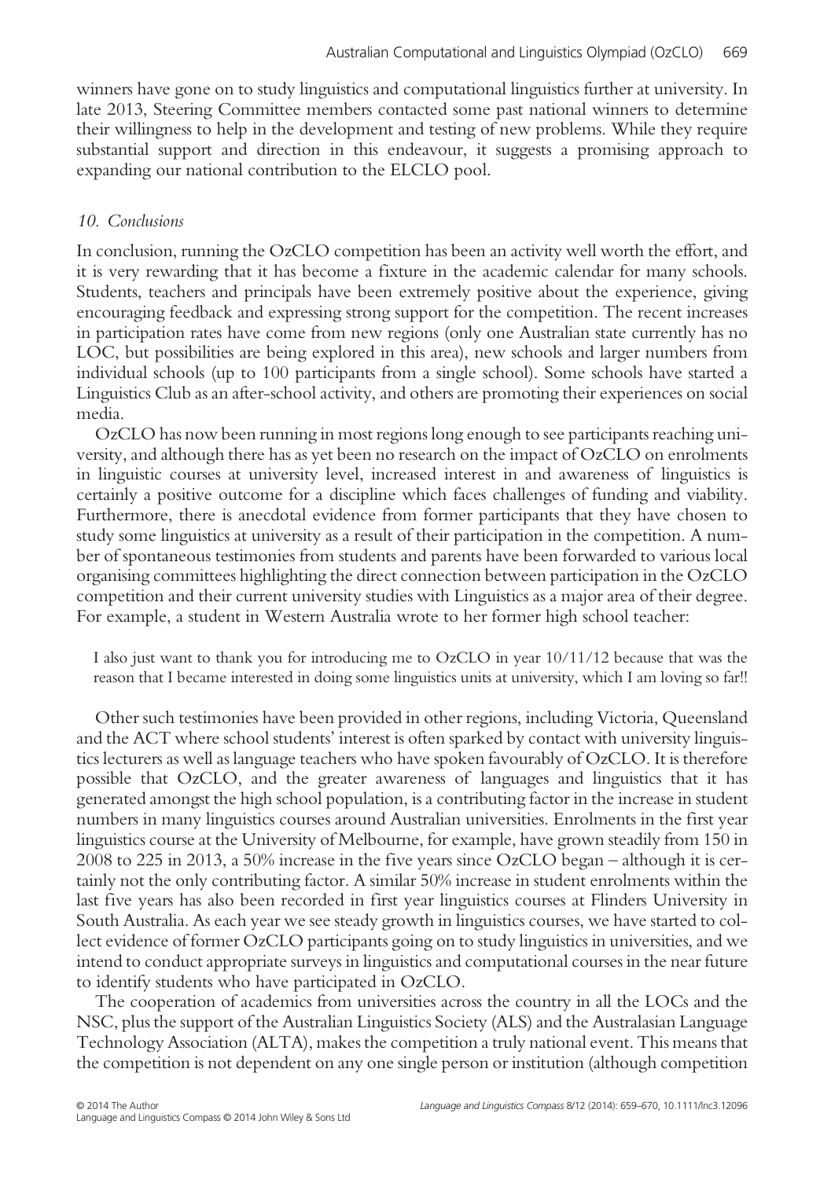winners have gone on to study linguistics and computational linguistics further at university. In late 2013, Steering Committee members contacted some past national winners to determine their willingness to help in the development and testing of new problems. While they require substantial support and direction in this endeavour, it suggests a promising approach to expanding our national contribution to the ELCLO pool.

## *10. Conclusions*

In conclusion, running the OzCLO competition has been an activity well worth the effort, and it is very rewarding that it has become a fixture in the academic calendar for many schools. Students, teachers and principals have been extremely positive about the experience, giving encouraging feedback and expressing strong support for the competition. The recent increases in participation rates have come from new regions (only one Australian state currently has no LOC, but possibilities are being explored in this area), new schools and larger numbers from individual schools (up to 100 participants from a single school). Some schools have started a Linguistics Club as an after-school activity, and others are promoting their experiences on social media.

OzCLO has now been running in most regions long enough to see participants reaching university, and although there has as yet been no research on the impact of OzCLO on enrolments in linguistic courses at university level, increased interest in and awareness of linguistics is certainly a positive outcome for a discipline which faces challenges of funding and viability. Furthermore, there is anecdotal evidence from former participants that they have chosen to study some linguistics at university as a result of their participation in the competition. A number of spontaneous testimonies from students and parents have been forwarded to various local organising committees highlighting the direct connection between participation in the OzCLO competition and their current university studies with Linguistics as a major area of their degree. For example, a student in Western Australia wrote to her former high school teacher:

> I also just want to thank you for introducing me to OzCLO in year 10/11/12 because that was the reason that I became interested in doing some linguistics units at university, which I am loving so far!!

Other such testimonies have been provided in other regions, including Victoria, Queensland and the ACT where school students' interest is often sparked by contact with university linguistics lecturers as well as language teachers who have spoken favourably of OzCLO. It is therefore possible that OzCLO, and the greater awareness of languages and linguistics that it has generated amongst the high school population, is a contributing factor in the increase in student numbers in many linguistics courses around Australian universities. Enrolments in the first year linguistics course at the University of Melbourne, for example, have grown steadily from 150 in 2008 to 225 in 2013, a 50% increase in the five years since OzCLO began – although it is certainly not the only contributing factor. A similar 50% increase in student enrolments within the last five years has also been recorded in first year linguistics courses at Flinders University in South Australia. As each year we see steady growth in linguistics courses, we have started to collect evidence of former OzCLO participants going on to study linguistics in universities, and we intend to conduct appropriate surveys in linguistics and computational courses in the near future to identify students who have participated in OzCLO.

The cooperation of academics from universities across the country in all the LOCs and the NSC, plus the support of the Australian Linguistics Society (ALS) and the Australasian Language Technology Association (ALTA), makes the competition a truly national event. This means that the competition is not dependent on any one single person or institution (although competition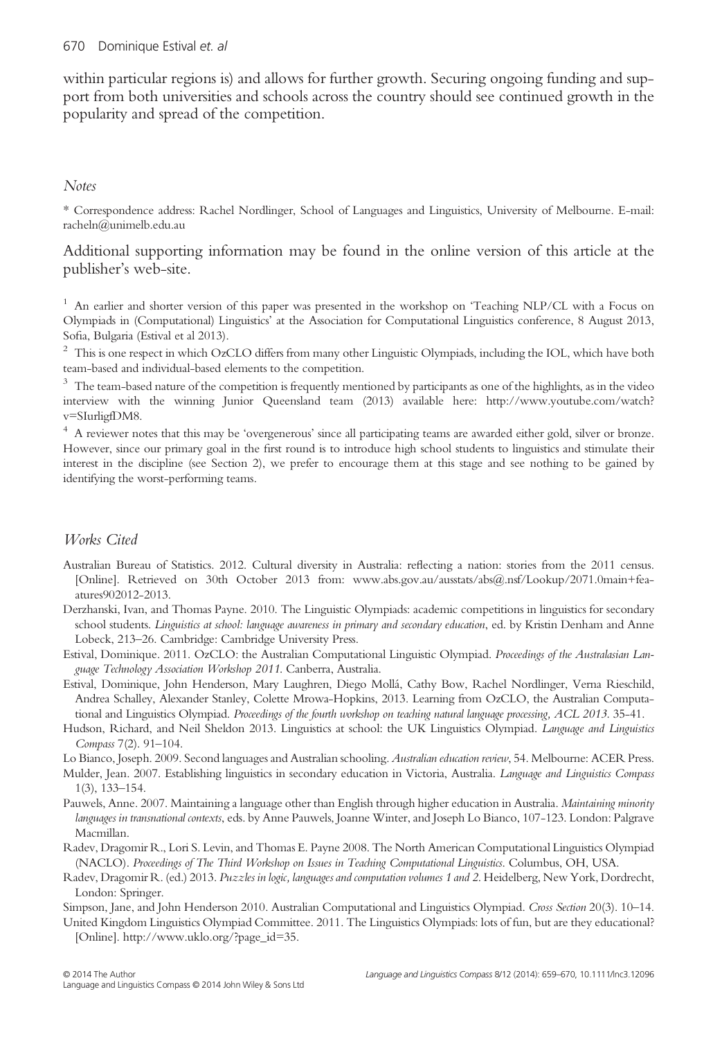within particular regions is) and allows for further growth. Securing ongoing funding and support from both universities and schools across the country should see continued growth in the popularity and spread of the competition.

## Notes

* Correspondence address: Rachel Nordlinger, School of Languages and Linguistics, University of Melbourne. E-mail: racheln@unimelb.edu.au

Additional supporting information may be found in the online version of this article at the publisher's web-site.

[1] An earlier and shorter version of this paper was presented in the workshop on 'Teaching NLP/CL with a Focus on Olympiads in (Computational) Linguistics' at the Association for Computational Linguistics conference, 8 August 2013, Sofia, Bulgaria (Estival et al 2013).

[2] This is one respect in which OzCLO differs from many other Linguistic Olympiads, including the IOL, which have both team-based and individual-based elements to the competition.

[3] The team-based nature of the competition is frequently mentioned by participants as one of the highlights, as in the video interview with the winning Junior Queensland team (2013) available here: http://www.youtube.com/watch?v=SIurligfDM8.

[4] A reviewer notes that this may be 'overgenerous' since all participating teams are awarded either gold, silver or bronze. However, since our primary goal in the first round is to introduce high school students to linguistics and stimulate their interest in the discipline (see Section 2), we prefer to encourage them at this stage and see nothing to be gained by identifying the worst-performing teams.

## Works Cited

Australian Bureau of Statistics. 2012. Cultural diversity in Australia: reflecting a nation: stories from the 2011 census. [Online]. Retrieved on 30th October 2013 from: www.abs.gov.au/ausstats/abs@.nsf/Lookup/2071.0main+features902012-2013.

Derzhanski, Ivan, and Thomas Payne. 2010. The Linguistic Olympiads: academic competitions in linguistics for secondary school students. *Linguistics at school: language awareness in primary and secondary education*, ed. by Kristin Denham and Anne Lobeck, 213–26. Cambridge: Cambridge University Press.

Estival, Dominique. 2011. OzCLO: the Australian Computational Linguistic Olympiad. *Proceedings of the Australasian Language Technology Association Workshop 2011*. Canberra, Australia.

Estival, Dominique, John Henderson, Mary Laughren, Diego Mollá, Cathy Bow, Rachel Nordlinger, Verna Rieschild, Andrea Schalley, Alexander Stanley, Colette Mrowa-Hopkins, 2013. Learning from OzCLO, the Australian Computational and Linguistics Olympiad. *Proceedings of the fourth workshop on teaching natural language processing, ACL 2013*. 35-41.

Hudson, Richard, and Neil Sheldon 2013. Linguistics at school: the UK Linguistics Olympiad. *Language and Linguistics Compass* 7(2). 91–104.

Lo Bianco, Joseph. 2009. Second languages and Australian schooling. *Australian education review*, 54. Melbourne: ACER Press.

Mulder, Jean. 2007. Establishing linguistics in secondary education in Victoria, Australia. *Language and Linguistics Compass* 1(3), 133–154.

Pauwels, Anne. 2007. Maintaining a language other than English through higher education in Australia. *Maintaining minority languages in transnational contexts*, eds. by Anne Pauwels, Joanne Winter, and Joseph Lo Bianco, 107-123. London: Palgrave Macmillan.

Radev, Dragomir R., Lori S. Levin, and Thomas E. Payne 2008. The North American Computational Linguistics Olympiad (NACLO). *Proceedings of The Third Workshop on Issues in Teaching Computational Linguistics*. Columbus, OH, USA.

Radev, Dragomir R. (ed.) 2013. *Puzzles in logic, languages and computation volumes 1 and 2*. Heidelberg, New York, Dordrecht, London: Springer.

Simpson, Jane, and John Henderson 2010. Australian Computational and Linguistics Olympiad. *Cross Section* 20(3). 10–14.

United Kingdom Linguistics Olympiad Committee. 2011. The Linguistics Olympiads: lots of fun, but are they educational? [Online]. http://www.uklo.org/?page_id=35.